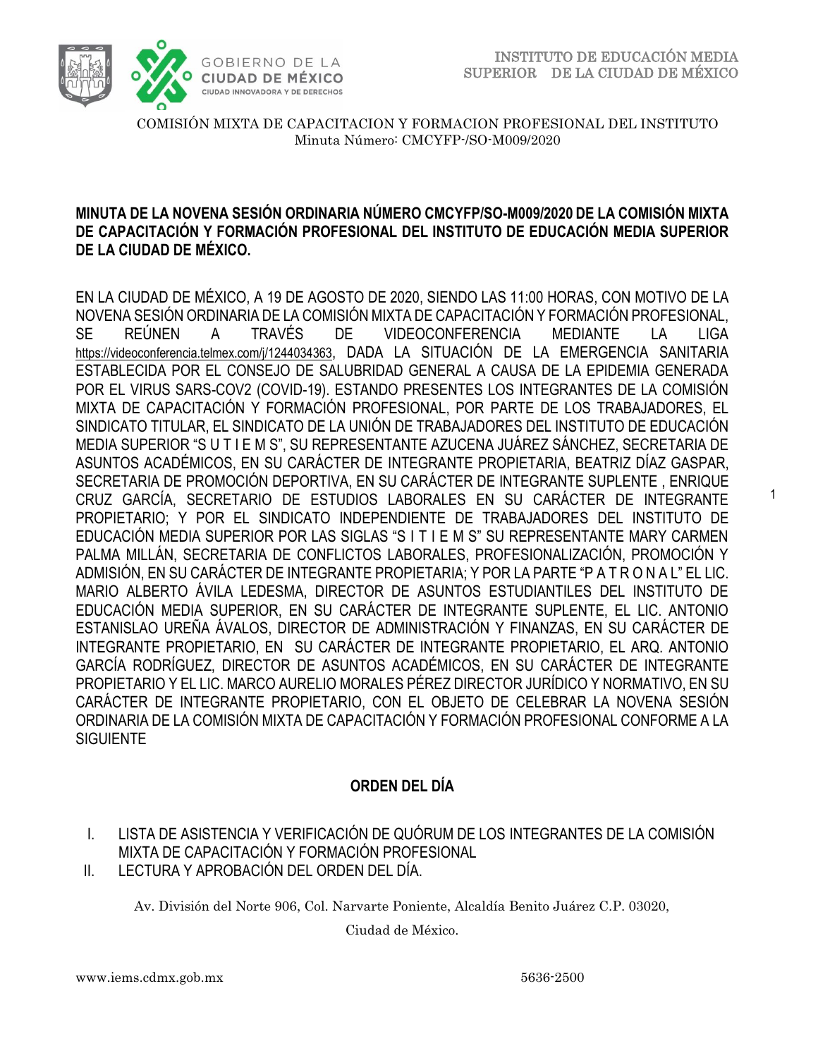COMISIÓN MIXTA DE CAPACITACION Y FORMACION PROFESIONAL DEL INSTITUTO
Minuta Número: CMCYFP-/SO-M009/2020

**MINUTA DE LA NOVENA SESIÓN ORDINARIA NÚMERO CMCYFP/SO-M009/2020 DE LA COMISIÓN MIXTA DE CAPACITACIÓN Y FORMACIÓN PROFESIONAL DEL INSTITUTO DE EDUCACIÓN MEDIA SUPERIOR DE LA CIUDAD DE MÉXICO.**

EN LA CIUDAD DE MÉXICO, A 19 DE AGOSTO DE 2020, SIENDO LAS 11:00 HORAS, CON MOTIVO DE LA NOVENA SESIÓN ORDINARIA DE LA COMISIÓN MIXTA DE CAPACITACIÓN Y FORMACIÓN PROFESIONAL, SE REÚNEN A TRAVÉS DE VIDEOCONFERENCIA MEDIANTE LA LIGA https://videoconferencia.telmex.com/j/1244034363, DADA LA SITUACIÓN DE LA EMERGENCIA SANITARIA ESTABLECIDA POR EL CONSEJO DE SALUBRIDAD GENERAL A CAUSA DE LA EPIDEMIA GENERADA POR EL VIRUS SARS-COV2 (COVID-19). ESTANDO PRESENTES LOS INTEGRANTES DE LA COMISIÓN MIXTA DE CAPACITACIÓN Y FORMACIÓN PROFESIONAL, POR PARTE DE LOS TRABAJADORES, EL SINDICATO TITULAR, EL SINDICATO DE LA UNIÓN DE TRABAJADORES DEL INSTITUTO DE EDUCACIÓN MEDIA SUPERIOR "S U T I E M S", SU REPRESENTANTE AZUCENA JUÁREZ SÁNCHEZ, SECRETARIA DE ASUNTOS ACADÉMICOS, EN SU CARÁCTER DE INTEGRANTE PROPIETARIA, BEATRIZ DÍAZ GASPAR, SECRETARIA DE PROMOCIÓN DEPORTIVA, EN SU CARÁCTER DE INTEGRANTE SUPLENTE , ENRIQUE CRUZ GARCÍA, SECRETARIO DE ESTUDIOS LABORALES EN SU CARÁCTER DE INTEGRANTE PROPIETARIO; Y POR EL SINDICATO INDEPENDIENTE DE TRABAJADORES DEL INSTITUTO DE EDUCACIÓN MEDIA SUPERIOR POR LAS SIGLAS "S I T I E M S" SU REPRESENTANTE MARY CARMEN PALMA MILLÁN, SECRETARIA DE CONFLICTOS LABORALES, PROFESIONALIZACIÓN, PROMOCIÓN Y ADMISIÓN, EN SU CARÁCTER DE INTEGRANTE PROPIETARIA; Y POR LA PARTE "P A T R O N A L" EL LIC. MARIO ALBERTO ÁVILA LEDESMA, DIRECTOR DE ASUNTOS ESTUDIANTILES DEL INSTITUTO DE EDUCACIÓN MEDIA SUPERIOR, EN SU CARÁCTER DE INTEGRANTE SUPLENTE, EL LIC. ANTONIO ESTANISLAO UREÑA ÁVALOS, DIRECTOR DE ADMINISTRACIÓN Y FINANZAS, EN SU CARÁCTER DE INTEGRANTE PROPIETARIO, EN SU CARÁCTER DE INTEGRANTE PROPIETARIO, EL ARQ. ANTONIO GARCÍA RODRÍGUEZ, DIRECTOR DE ASUNTOS ACADÉMICOS, EN SU CARÁCTER DE INTEGRANTE PROPIETARIO Y EL LIC. MARCO AURELIO MORALES PÉREZ DIRECTOR JURÍDICO Y NORMATIVO, EN SU CARÁCTER DE INTEGRANTE PROPIETARIO, CON EL OBJETO DE CELEBRAR LA NOVENA SESIÓN ORDINARIA DE LA COMISIÓN MIXTA DE CAPACITACIÓN Y FORMACIÓN PROFESIONAL CONFORME A LA SIGUIENTE

## ORDEN DEL DÍA

I. LISTA DE ASISTENCIA Y VERIFICACIÓN DE QUÓRUM DE LOS INTEGRANTES DE LA COMISIÓN MIXTA DE CAPACITACIÓN Y FORMACIÓN PROFESIONAL
II. LECTURA Y APROBACIÓN DEL ORDEN DEL DÍA.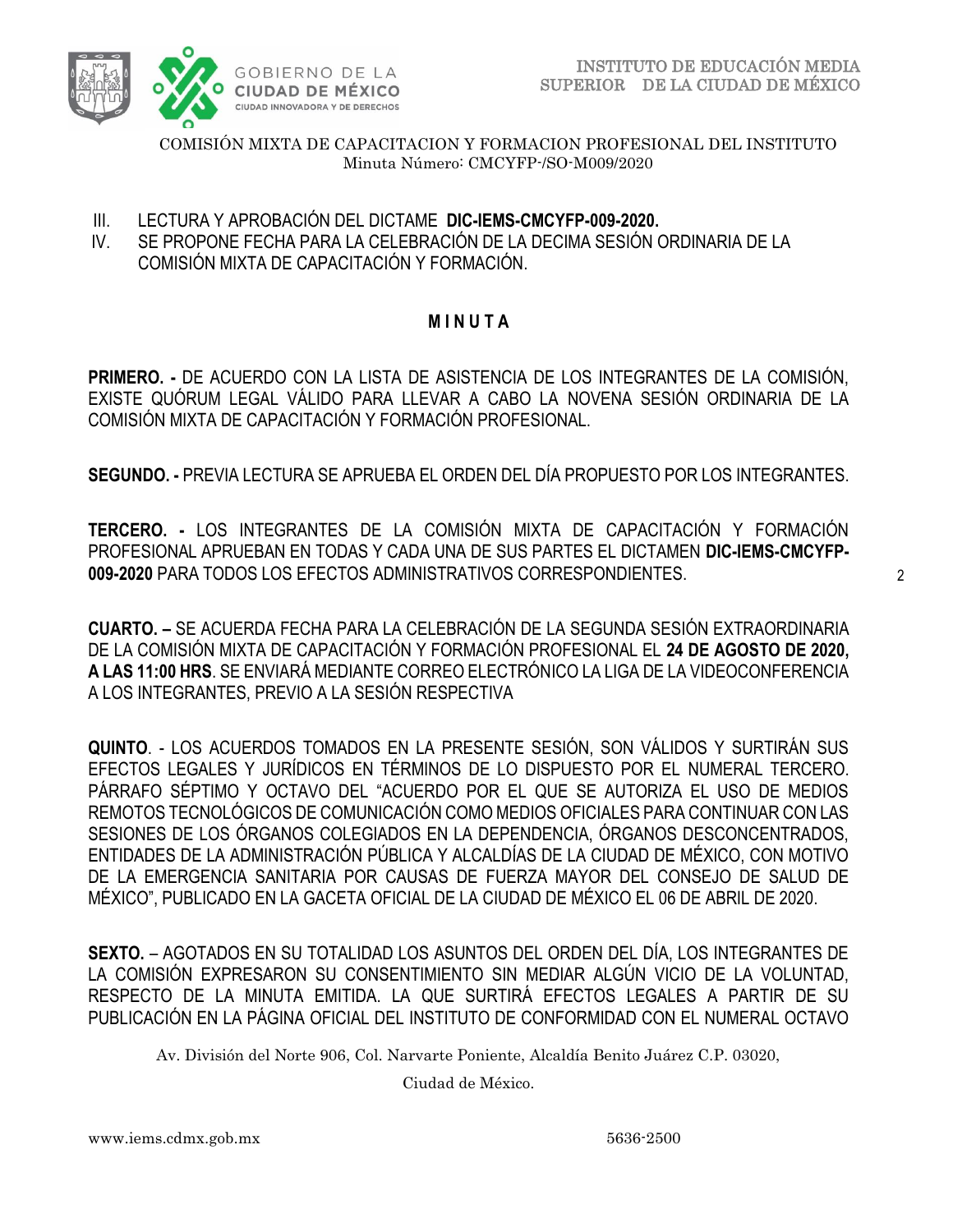III. LECTURA Y APROBACIÓN DEL DICTAME **DIC-IEMS-CMCYFP-009-2020.**
IV. SE PROPONE FECHA PARA LA CELEBRACIÓN DE LA DECIMA SESIÓN ORDINARIA DE LA COMISIÓN MIXTA DE CAPACITACIÓN Y FORMACIÓN.

## M I N U T A

**PRIMERO. -** DE ACUERDO CON LA LISTA DE ASISTENCIA DE LOS INTEGRANTES DE LA COMISIÓN, EXISTE QUÓRUM LEGAL VÁLIDO PARA LLEVAR A CABO LA NOVENA SESIÓN ORDINARIA DE LA COMISIÓN MIXTA DE CAPACITACIÓN Y FORMACIÓN PROFESIONAL.

**SEGUNDO. -** PREVIA LECTURA SE APRUEBA EL ORDEN DEL DÍA PROPUESTO POR LOS INTEGRANTES.

**TERCERO. -** LOS INTEGRANTES DE LA COMISIÓN MIXTA DE CAPACITACIÓN Y FORMACIÓN PROFESIONAL APRUEBAN EN TODAS Y CADA UNA DE SUS PARTES EL DICTAMEN **DIC-IEMS-CMCYFP-009-2020** PARA TODOS LOS EFECTOS ADMINISTRATIVOS CORRESPONDIENTES.

**CUARTO. –** SE ACUERDA FECHA PARA LA CELEBRACIÓN DE LA SEGUNDA SESIÓN EXTRAORDINARIA DE LA COMISIÓN MIXTA DE CAPACITACIÓN Y FORMACIÓN PROFESIONAL EL **24 DE AGOSTO DE 2020, A LAS 11:00 HRS**. SE ENVIARÁ MEDIANTE CORREO ELECTRÓNICO LA LIGA DE LA VIDEOCONFERENCIA A LOS INTEGRANTES, PREVIO A LA SESIÓN RESPECTIVA

**QUINTO**. - LOS ACUERDOS TOMADOS EN LA PRESENTE SESIÓN, SON VÁLIDOS Y SURTIRÁN SUS EFECTOS LEGALES Y JURÍDICOS EN TÉRMINOS DE LO DISPUESTO POR EL NUMERAL TERCERO. PÁRRAFO SÉPTIMO Y OCTAVO DEL "ACUERDO POR EL QUE SE AUTORIZA EL USO DE MEDIOS REMOTOS TECNOLÓGICOS DE COMUNICACIÓN COMO MEDIOS OFICIALES PARA CONTINUAR CON LAS SESIONES DE LOS ÓRGANOS COLEGIADOS EN LA DEPENDENCIA, ÓRGANOS DESCONCENTRADOS, ENTIDADES DE LA ADMINISTRACIÓN PÚBLICA Y ALCALDÍAS DE LA CIUDAD DE MÉXICO, CON MOTIVO DE LA EMERGENCIA SANITARIA POR CAUSAS DE FUERZA MAYOR DEL CONSEJO DE SALUD DE MÉXICO", PUBLICADO EN LA GACETA OFICIAL DE LA CIUDAD DE MÉXICO EL 06 DE ABRIL DE 2020.

**SEXTO.** – AGOTADOS EN SU TOTALIDAD LOS ASUNTOS DEL ORDEN DEL DÍA, LOS INTEGRANTES DE LA COMISIÓN EXPRESARON SU CONSENTIMIENTO SIN MEDIAR ALGÚN VICIO DE LA VOLUNTAD, RESPECTO DE LA MINUTA EMITIDA. LA QUE SURTIRÁ EFECTOS LEGALES A PARTIR DE SU PUBLICACIÓN EN LA PÁGINA OFICIAL DEL INSTITUTO DE CONFORMIDAD CON EL NUMERAL OCTAVO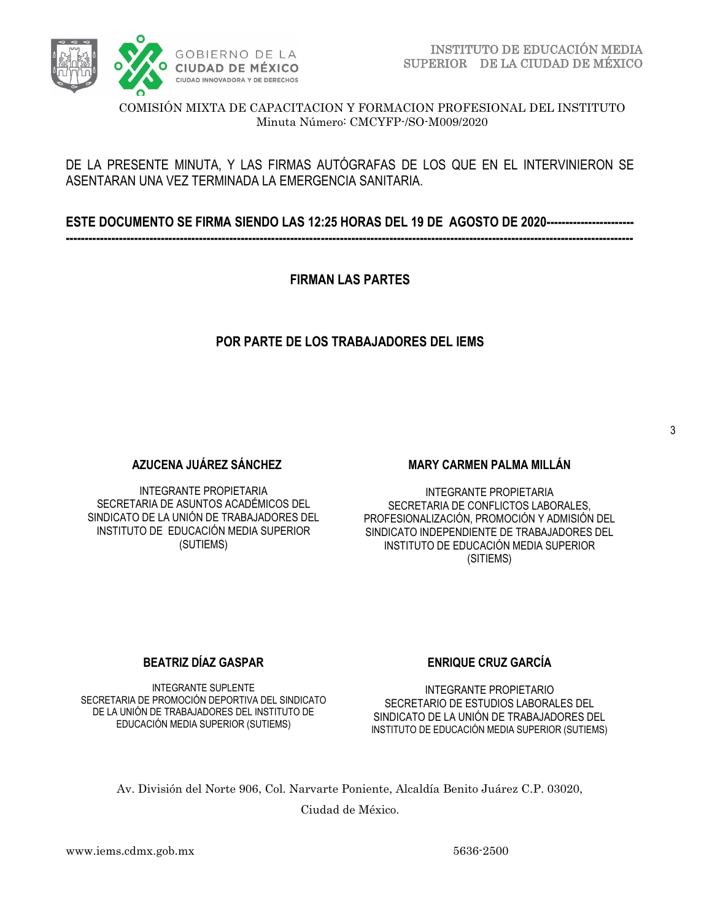COMISIÓN MIXTA DE CAPACITACION Y FORMACION PROFESIONAL DEL INSTITUTO
Minuta Número: CMCYFP-/SO-M009/2020

DE LA PRESENTE MINUTA, Y LAS FIRMAS AUTÓGRAFAS DE LOS QUE EN EL INTERVINIERON SE ASENTARAN UNA VEZ TERMINADA LA EMERGENCIA SANITARIA.

**ESTE DOCUMENTO SE FIRMA SIENDO LAS 12:25 HORAS DEL 19 DE AGOSTO DE 2020------------------------------------------------------------------------------------------------------------------------------------------------------------**

**FIRMAN LAS PARTES**

**POR PARTE DE LOS TRABAJADORES DEL IEMS**

**AZUCENA JUÁREZ SÁNCHEZ**

INTEGRANTE PROPIETARIA
SECRETARIA DE ASUNTOS ACADÉMICOS DEL SINDICATO DE LA UNIÓN DE TRABAJADORES DEL INSTITUTO DE EDUCACIÓN MEDIA SUPERIOR (SUTIEMS)

**MARY CARMEN PALMA MILLÁN**

INTEGRANTE PROPIETARIA
SECRETARIA DE CONFLICTOS LABORALES, PROFESIONALIZACIÓN, PROMOCIÓN Y ADMISIÓN DEL SINDICATO INDEPENDIENTE DE TRABAJADORES DEL INSTITUTO DE EDUCACIÓN MEDIA SUPERIOR (SITIEMS)

**BEATRIZ DÍAZ GASPAR**

INTEGRANTE SUPLENTE
SECRETARIA DE PROMOCIÓN DEPORTIVA DEL SINDICATO DE LA UNIÓN DE TRABAJADORES DEL INSTITUTO DE EDUCACIÓN MEDIA SUPERIOR (SUTIEMS)

**ENRIQUE CRUZ GARCÍA**

INTEGRANTE PROPIETARIO
SECRETARIO DE ESTUDIOS LABORALES DEL SINDICATO DE LA UNIÓN DE TRABAJADORES DEL INSTITUTO DE EDUCACIÓN MEDIA SUPERIOR (SUTIEMS)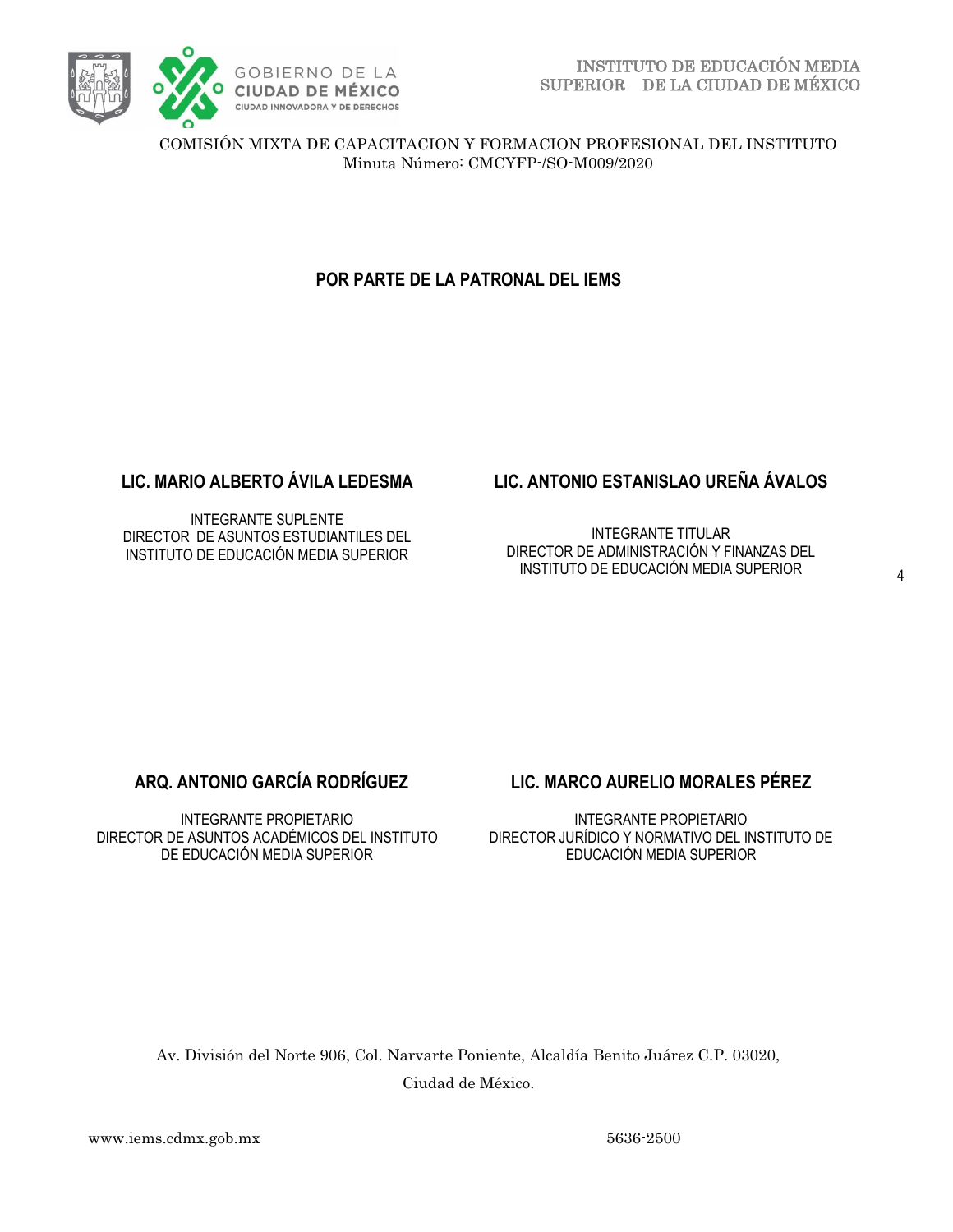COMISIÓN MIXTA DE CAPACITACION Y FORMACION PROFESIONAL DEL INSTITUTO
Minuta Número: CMCYFP-/SO-M009/2020

**POR PARTE DE LA PATRONAL DEL IEMS**

**LIC. MARIO ALBERTO ÁVILA LEDESMA**

INTEGRANTE SUPLENTE
DIRECTOR DE ASUNTOS ESTUDIANTILES DEL INSTITUTO DE EDUCACIÓN MEDIA SUPERIOR

**LIC. ANTONIO ESTANISLAO UREÑA ÁVALOS**

INTEGRANTE TITULAR
DIRECTOR DE ADMINISTRACIÓN Y FINANZAS DEL INSTITUTO DE EDUCACIÓN MEDIA SUPERIOR

**ARQ. ANTONIO GARCÍA RODRÍGUEZ**

INTEGRANTE PROPIETARIO
DIRECTOR DE ASUNTOS ACADÉMICOS DEL INSTITUTO DE EDUCACIÓN MEDIA SUPERIOR

**LIC. MARCO AURELIO MORALES PÉREZ**

INTEGRANTE PROPIETARIO
DIRECTOR JURÍDICO Y NORMATIVO DEL INSTITUTO DE EDUCACIÓN MEDIA SUPERIOR